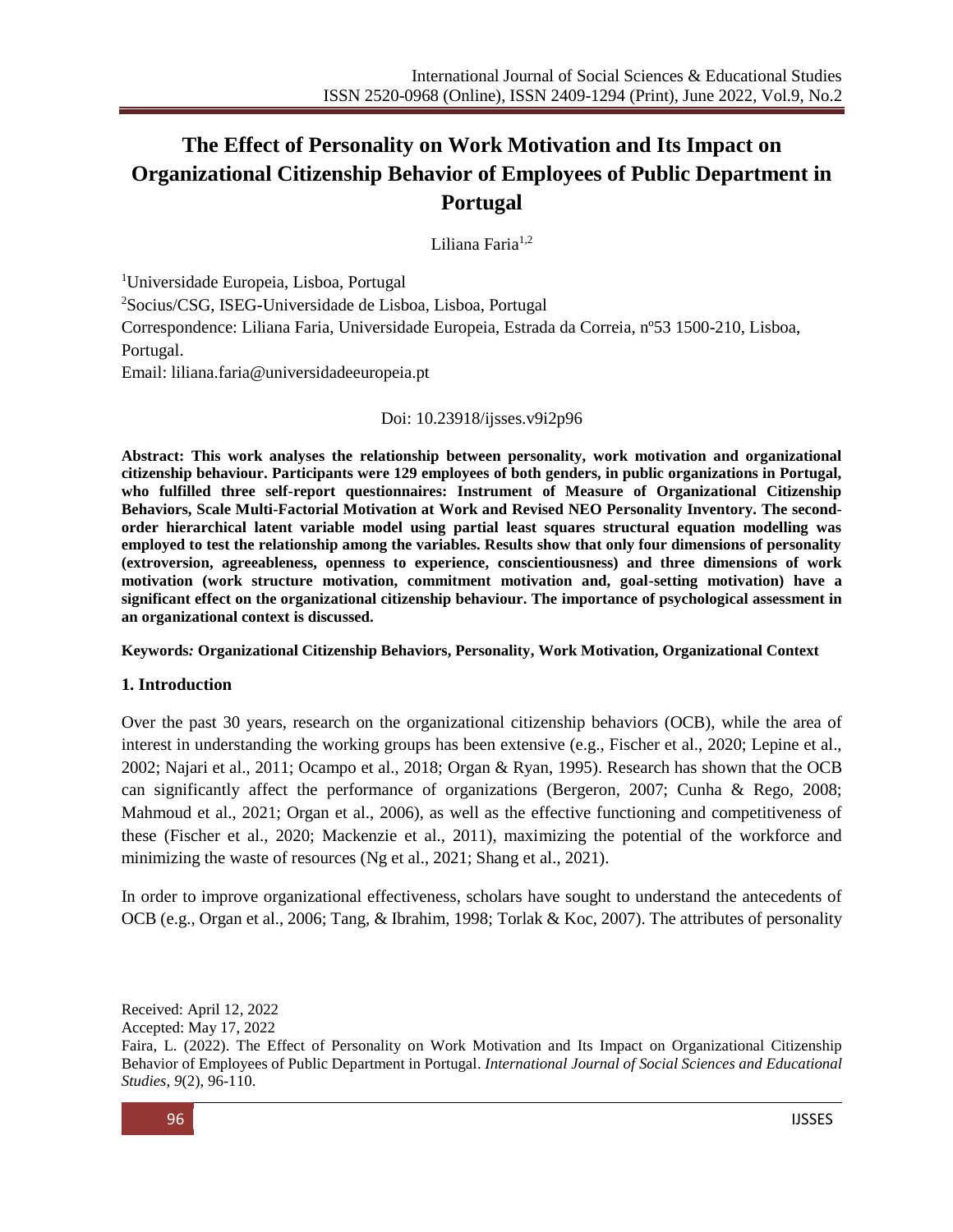# The Effect of Personality on Work Motivation and Its Impact on Organizational Citizenship Behavior of Employees of Public Department in Portugal

Liliana Faria[1,2]

[1]Universidade Europeia, Lisboa, Portugal

[2]Socius/CSG, ISEG-Universidade de Lisboa, Lisboa, Portugal

Correspondence: Liliana Faria, Universidade Europeia, Estrada da Correia, nº53 1500-210, Lisboa, Portugal.

Email: liliana.faria@universidadeeuropeia.pt

Doi: 10.23918/ijsses.v9i2p96

**Abstract: This work analyses the relationship between personality, work motivation and organizational citizenship behaviour. Participants were 129 employees of both genders, in public organizations in Portugal, who fulfilled three self-report questionnaires: Instrument of Measure of Organizational Citizenship Behaviors, Scale Multi-Factorial Motivation at Work and Revised NEO Personality Inventory. The second-order hierarchical latent variable model using partial least squares structural equation modelling was employed to test the relationship among the variables. Results show that only four dimensions of personality (extroversion, agreeableness, openness to experience, conscientiousness) and three dimensions of work motivation (work structure motivation, commitment motivation and, goal-setting motivation) have a significant effect on the organizational citizenship behaviour. The importance of psychological assessment in an organizational context is discussed.**

**Keywords*:* Organizational Citizenship Behaviors, Personality, Work Motivation, Organizational Context**

## 1. Introduction

Over the past 30 years, research on the organizational citizenship behaviors (OCB), while the area of interest in understanding the working groups has been extensive (e.g., Fischer et al., 2020; Lepine et al., 2002; Najari et al., 2011; Ocampo et al., 2018; Organ & Ryan, 1995). Research has shown that the OCB can significantly affect the performance of organizations (Bergeron, 2007; Cunha & Rego, 2008; Mahmoud et al., 2021; Organ et al., 2006), as well as the effective functioning and competitiveness of these (Fischer et al., 2020; Mackenzie et al., 2011), maximizing the potential of the workforce and minimizing the waste of resources (Ng et al., 2021; Shang et al., 2021).

In order to improve organizational effectiveness, scholars have sought to understand the antecedents of OCB (e.g., Organ et al., 2006; Tang, & Ibrahim, 1998; Torlak & Koc, 2007). The attributes of personality

Received: April 12, 2022

Accepted: May 17, 2022

Faira, L. (2022). The Effect of Personality on Work Motivation and Its Impact on Organizational Citizenship Behavior of Employees of Public Department in Portugal. *International Journal of Social Sciences and Educational Studies, 9*(2), 96-110.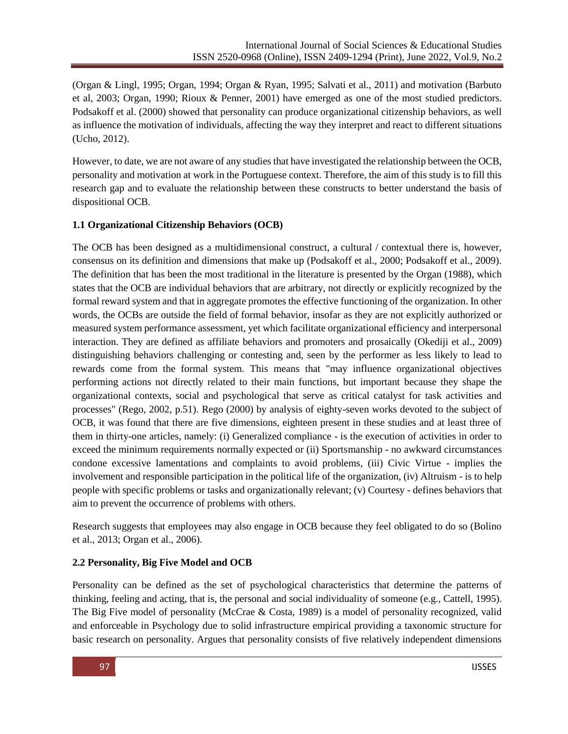(Organ & Lingl, 1995; Organ, 1994; Organ & Ryan, 1995; Salvati et al., 2011) and motivation (Barbuto et al, 2003; Organ, 1990; Rioux & Penner, 2001) have emerged as one of the most studied predictors. Podsakoff et al. (2000) showed that personality can produce organizational citizenship behaviors, as well as influence the motivation of individuals, affecting the way they interpret and react to different situations (Ucho, 2012).

However, to date, we are not aware of any studies that have investigated the relationship between the OCB, personality and motivation at work in the Portuguese context. Therefore, the aim of this study is to fill this research gap and to evaluate the relationship between these constructs to better understand the basis of dispositional OCB.

### 1.1 Organizational Citizenship Behaviors (OCB)

The OCB has been designed as a multidimensional construct, a cultural / contextual there is, however, consensus on its definition and dimensions that make up (Podsakoff et al., 2000; Podsakoff et al., 2009). The definition that has been the most traditional in the literature is presented by the Organ (1988), which states that the OCB are individual behaviors that are arbitrary, not directly or explicitly recognized by the formal reward system and that in aggregate promotes the effective functioning of the organization. In other words, the OCBs are outside the field of formal behavior, insofar as they are not explicitly authorized or measured system performance assessment, yet which facilitate organizational efficiency and interpersonal interaction. They are defined as affiliate behaviors and promoters and prosaically (Okediji et al., 2009) distinguishing behaviors challenging or contesting and, seen by the performer as less likely to lead to rewards come from the formal system. This means that "may influence organizational objectives performing actions not directly related to their main functions, but important because they shape the organizational contexts, social and psychological that serve as critical catalyst for task activities and processes" (Rego, 2002, p.51). Rego (2000) by analysis of eighty-seven works devoted to the subject of OCB, it was found that there are five dimensions, eighteen present in these studies and at least three of them in thirty-one articles, namely: (i) Generalized compliance - is the execution of activities in order to exceed the minimum requirements normally expected or (ii) Sportsmanship - no awkward circumstances condone excessive lamentations and complaints to avoid problems, (iii) Civic Virtue - implies the involvement and responsible participation in the political life of the organization, (iv) Altruism - is to help people with specific problems or tasks and organizationally relevant; (v) Courtesy - defines behaviors that aim to prevent the occurrence of problems with others.

Research suggests that employees may also engage in OCB because they feel obligated to do so (Bolino et al., 2013; Organ et al., 2006).

### 2.2 Personality, Big Five Model and OCB

Personality can be defined as the set of psychological characteristics that determine the patterns of thinking, feeling and acting, that is, the personal and social individuality of someone (e.g., Cattell, 1995). The Big Five model of personality (McCrae & Costa, 1989) is a model of personality recognized, valid and enforceable in Psychology due to solid infrastructure empirical providing a taxonomic structure for basic research on personality. Argues that personality consists of five relatively independent dimensions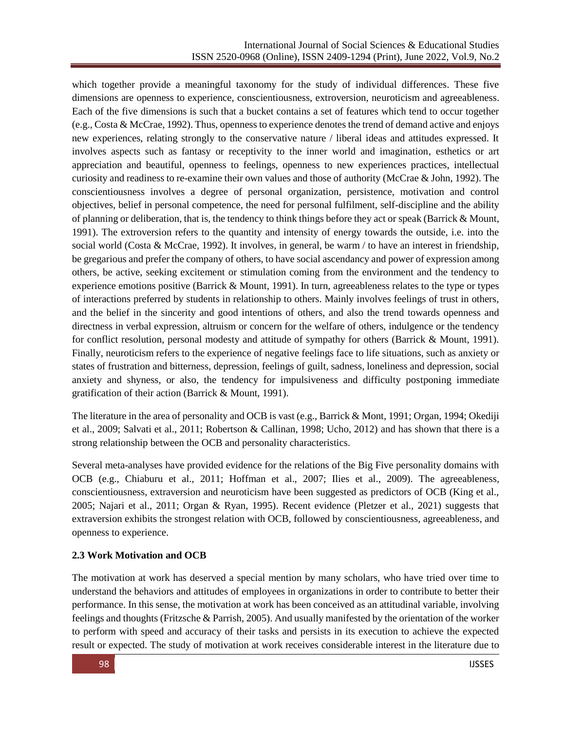which together provide a meaningful taxonomy for the study of individual differences. These five dimensions are openness to experience, conscientiousness, extroversion, neuroticism and agreeableness. Each of the five dimensions is such that a bucket contains a set of features which tend to occur together (e.g., Costa & McCrae, 1992). Thus, openness to experience denotes the trend of demand active and enjoys new experiences, relating strongly to the conservative nature / liberal ideas and attitudes expressed. It involves aspects such as fantasy or receptivity to the inner world and imagination, esthetics or art appreciation and beautiful, openness to feelings, openness to new experiences practices, intellectual curiosity and readiness to re-examine their own values and those of authority (McCrae & John, 1992). The conscientiousness involves a degree of personal organization, persistence, motivation and control objectives, belief in personal competence, the need for personal fulfilment, self-discipline and the ability of planning or deliberation, that is, the tendency to think things before they act or speak (Barrick & Mount, 1991). The extroversion refers to the quantity and intensity of energy towards the outside, i.e. into the social world (Costa & McCrae, 1992). It involves, in general, be warm / to have an interest in friendship, be gregarious and prefer the company of others, to have social ascendancy and power of expression among others, be active, seeking excitement or stimulation coming from the environment and the tendency to experience emotions positive (Barrick & Mount, 1991). In turn, agreeableness relates to the type or types of interactions preferred by students in relationship to others. Mainly involves feelings of trust in others, and the belief in the sincerity and good intentions of others, and also the trend towards openness and directness in verbal expression, altruism or concern for the welfare of others, indulgence or the tendency for conflict resolution, personal modesty and attitude of sympathy for others (Barrick & Mount, 1991). Finally, neuroticism refers to the experience of negative feelings face to life situations, such as anxiety or states of frustration and bitterness, depression, feelings of guilt, sadness, loneliness and depression, social anxiety and shyness, or also, the tendency for impulsiveness and difficulty postponing immediate gratification of their action (Barrick & Mount, 1991).

The literature in the area of personality and OCB is vast (e.g., Barrick & Mont, 1991; Organ, 1994; Okediji et al., 2009; Salvati et al., 2011; Robertson & Callinan, 1998; Ucho, 2012) and has shown that there is a strong relationship between the OCB and personality characteristics.

Several meta-analyses have provided evidence for the relations of the Big Five personality domains with OCB (e.g., Chiaburu et al., 2011; Hoffman et al., 2007; Ilies et al., 2009). The agreeableness, conscientiousness, extraversion and neuroticism have been suggested as predictors of OCB (King et al., 2005; Najari et al., 2011; Organ & Ryan, 1995). Recent evidence (Pletzer et al., 2021) suggests that extraversion exhibits the strongest relation with OCB, followed by conscientiousness, agreeableness, and openness to experience.

### 2.3 Work Motivation and OCB

The motivation at work has deserved a special mention by many scholars, who have tried over time to understand the behaviors and attitudes of employees in organizations in order to contribute to better their performance. In this sense, the motivation at work has been conceived as an attitudinal variable, involving feelings and thoughts (Fritzsche & Parrish, 2005). And usually manifested by the orientation of the worker to perform with speed and accuracy of their tasks and persists in its execution to achieve the expected result or expected. The study of motivation at work receives considerable interest in the literature due to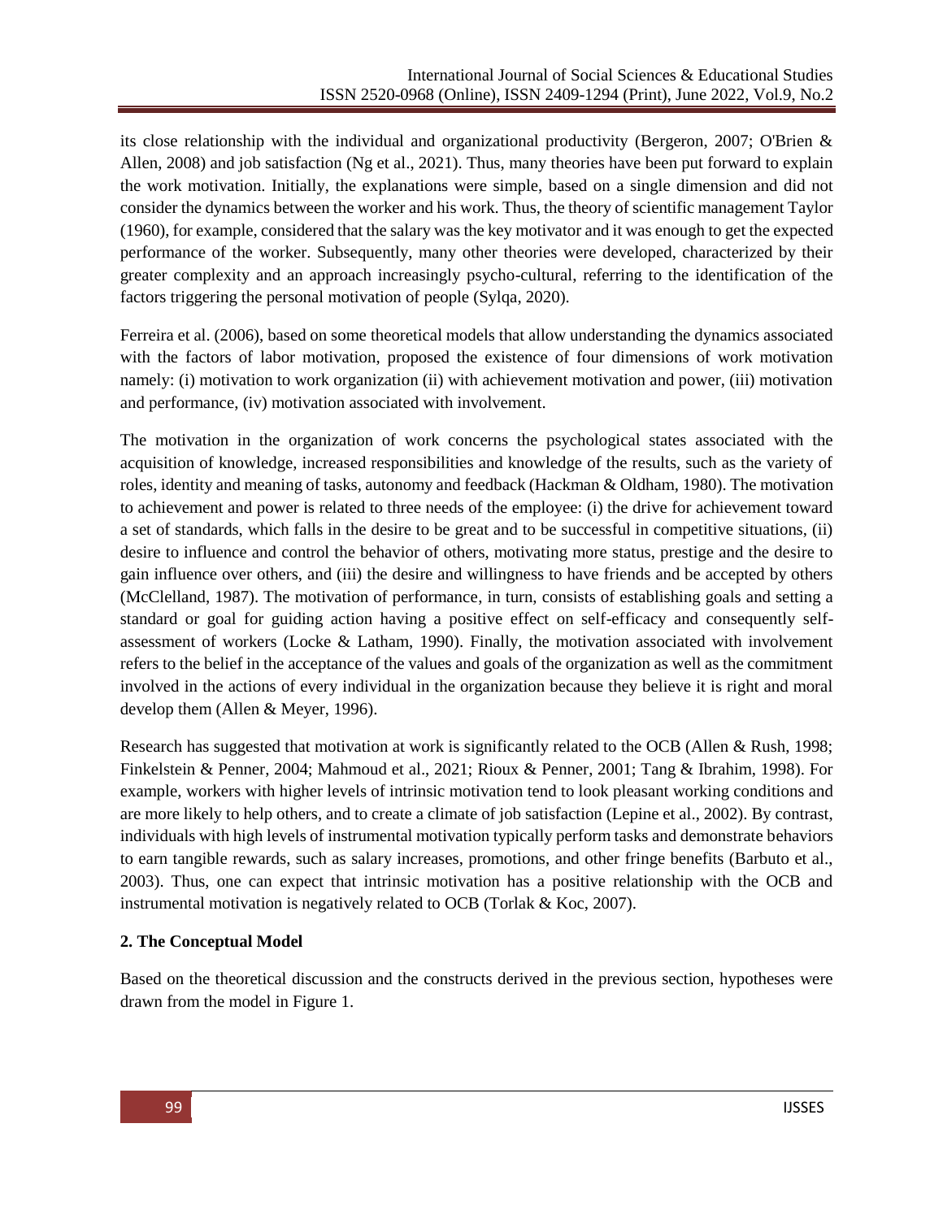its close relationship with the individual and organizational productivity (Bergeron, 2007; O'Brien & Allen, 2008) and job satisfaction (Ng et al., 2021). Thus, many theories have been put forward to explain the work motivation. Initially, the explanations were simple, based on a single dimension and did not consider the dynamics between the worker and his work. Thus, the theory of scientific management Taylor (1960), for example, considered that the salary was the key motivator and it was enough to get the expected performance of the worker. Subsequently, many other theories were developed, characterized by their greater complexity and an approach increasingly psycho-cultural, referring to the identification of the factors triggering the personal motivation of people (Sylqa, 2020).

Ferreira et al. (2006), based on some theoretical models that allow understanding the dynamics associated with the factors of labor motivation, proposed the existence of four dimensions of work motivation namely: (i) motivation to work organization (ii) with achievement motivation and power, (iii) motivation and performance, (iv) motivation associated with involvement.

The motivation in the organization of work concerns the psychological states associated with the acquisition of knowledge, increased responsibilities and knowledge of the results, such as the variety of roles, identity and meaning of tasks, autonomy and feedback (Hackman & Oldham, 1980). The motivation to achievement and power is related to three needs of the employee: (i) the drive for achievement toward a set of standards, which falls in the desire to be great and to be successful in competitive situations, (ii) desire to influence and control the behavior of others, motivating more status, prestige and the desire to gain influence over others, and (iii) the desire and willingness to have friends and be accepted by others (McClelland, 1987). The motivation of performance, in turn, consists of establishing goals and setting a standard or goal for guiding action having a positive effect on self-efficacy and consequently self-assessment of workers (Locke & Latham, 1990). Finally, the motivation associated with involvement refers to the belief in the acceptance of the values and goals of the organization as well as the commitment involved in the actions of every individual in the organization because they believe it is right and moral develop them (Allen & Meyer, 1996).

Research has suggested that motivation at work is significantly related to the OCB (Allen & Rush, 1998; Finkelstein & Penner, 2004; Mahmoud et al., 2021; Rioux & Penner, 2001; Tang & Ibrahim, 1998). For example, workers with higher levels of intrinsic motivation tend to look pleasant working conditions and are more likely to help others, and to create a climate of job satisfaction (Lepine et al., 2002). By contrast, individuals with high levels of instrumental motivation typically perform tasks and demonstrate behaviors to earn tangible rewards, such as salary increases, promotions, and other fringe benefits (Barbuto et al., 2003). Thus, one can expect that intrinsic motivation has a positive relationship with the OCB and instrumental motivation is negatively related to OCB (Torlak & Koc, 2007).

## 2. The Conceptual Model

Based on the theoretical discussion and the constructs derived in the previous section, hypotheses were drawn from the model in Figure 1.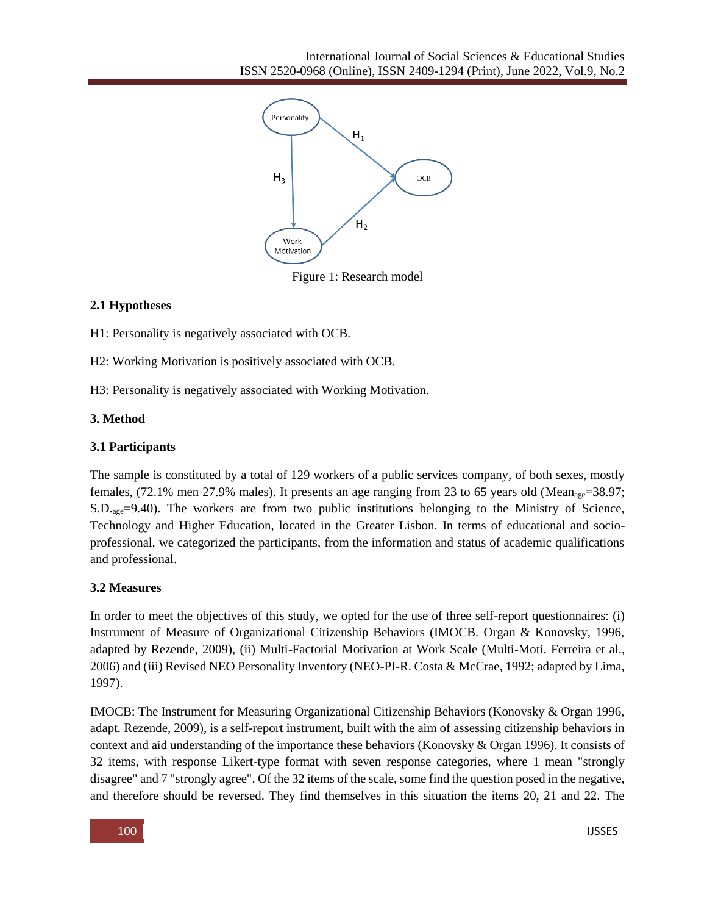Figure 1: Research model

### 2.1 Hypotheses

H1: Personality is negatively associated with OCB.

H2: Working Motivation is positively associated with OCB.

H3: Personality is negatively associated with Working Motivation.

## 3. Method

### 3.1 Participants

The sample is constituted by a total of 129 workers of a public services company, of both sexes, mostly females, (72.1% men 27.9% males). It presents an age ranging from 23 to 65 years old ($Mean_{age}$=38.97; $S.D._{age}$=9.40). The workers are from two public institutions belonging to the Ministry of Science, Technology and Higher Education, located in the Greater Lisbon. In terms of educational and socio-professional, we categorized the participants, from the information and status of academic qualifications and professional.

### 3.2 Measures

In order to meet the objectives of this study, we opted for the use of three self-report questionnaires: (i) Instrument of Measure of Organizational Citizenship Behaviors (IMOCB. Organ & Konovsky, 1996, adapted by Rezende, 2009), (ii) Multi-Factorial Motivation at Work Scale (Multi-Moti. Ferreira et al., 2006) and (iii) Revised NEO Personality Inventory (NEO-PI-R. Costa & McCrae, 1992; adapted by Lima, 1997).

IMOCB: The Instrument for Measuring Organizational Citizenship Behaviors (Konovsky & Organ 1996, adapt. Rezende, 2009), is a self-report instrument, built with the aim of assessing citizenship behaviors in context and aid understanding of the importance these behaviors (Konovsky & Organ 1996). It consists of 32 items, with response Likert-type format with seven response categories, where 1 mean "strongly disagree" and 7 "strongly agree". Of the 32 items of the scale, some find the question posed in the negative, and therefore should be reversed. They find themselves in this situation the items 20, 21 and 22. The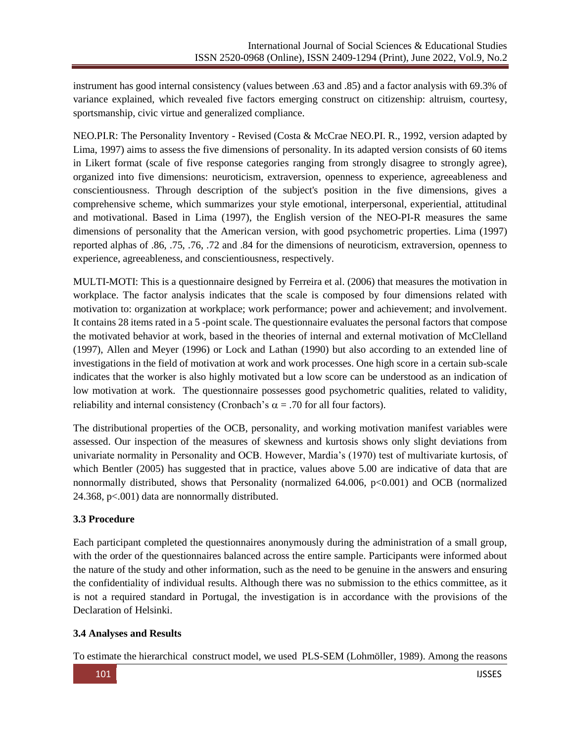instrument has good internal consistency (values between .63 and .85) and a factor analysis with 69.3% of variance explained, which revealed five factors emerging construct on citizenship: altruism, courtesy, sportsmanship, civic virtue and generalized compliance.

NEO.PI.R: The Personality Inventory - Revised (Costa & McCrae NEO.PI. R., 1992, version adapted by Lima, 1997) aims to assess the five dimensions of personality. In its adapted version consists of 60 items in Likert format (scale of five response categories ranging from strongly disagree to strongly agree), organized into five dimensions: neuroticism, extraversion, openness to experience, agreeableness and conscientiousness. Through description of the subject's position in the five dimensions, gives a comprehensive scheme, which summarizes your style emotional, interpersonal, experiential, attitudinal and motivational. Based in Lima (1997), the English version of the NEO-PI-R measures the same dimensions of personality that the American version, with good psychometric properties. Lima (1997) reported alphas of .86, .75, .76, .72 and .84 for the dimensions of neuroticism, extraversion, openness to experience, agreeableness, and conscientiousness, respectively.

MULTI-MOTI: This is a questionnaire designed by Ferreira et al. (2006) that measures the motivation in workplace. The factor analysis indicates that the scale is composed by four dimensions related with motivation to: organization at workplace; work performance; power and achievement; and involvement. It contains 28 items rated in a 5 -point scale. The questionnaire evaluates the personal factors that compose the motivated behavior at work, based in the theories of internal and external motivation of McClelland (1997), Allen and Meyer (1996) or Lock and Lathan (1990) but also according to an extended line of investigations in the field of motivation at work and work processes. One high score in a certain sub-scale indicates that the worker is also highly motivated but a low score can be understood as an indication of low motivation at work. The questionnaire possesses good psychometric qualities, related to validity, reliability and internal consistency (Cronbach's $\alpha = .70$ for all four factors).

The distributional properties of the OCB, personality, and working motivation manifest variables were assessed. Our inspection of the measures of skewness and kurtosis shows only slight deviations from univariate normality in Personality and OCB. However, Mardia's (1970) test of multivariate kurtosis, of which Bentler (2005) has suggested that in practice, values above 5.00 are indicative of data that are nonnormally distributed, shows that Personality (normalized 64.006, $p<0.001$) and OCB (normalized 24.368, $p<.001$) data are nonnormally distributed.

### 3.3 Procedure

Each participant completed the questionnaires anonymously during the administration of a small group, with the order of the questionnaires balanced across the entire sample. Participants were informed about the nature of the study and other information, such as the need to be genuine in the answers and ensuring the confidentiality of individual results. Although there was no submission to the ethics committee, as it is not a required standard in Portugal, the investigation is in accordance with the provisions of the Declaration of Helsinki.

### 3.4 Analyses and Results

To estimate the hierarchical construct model, we used PLS-SEM (Lohmöller, 1989). Among the reasons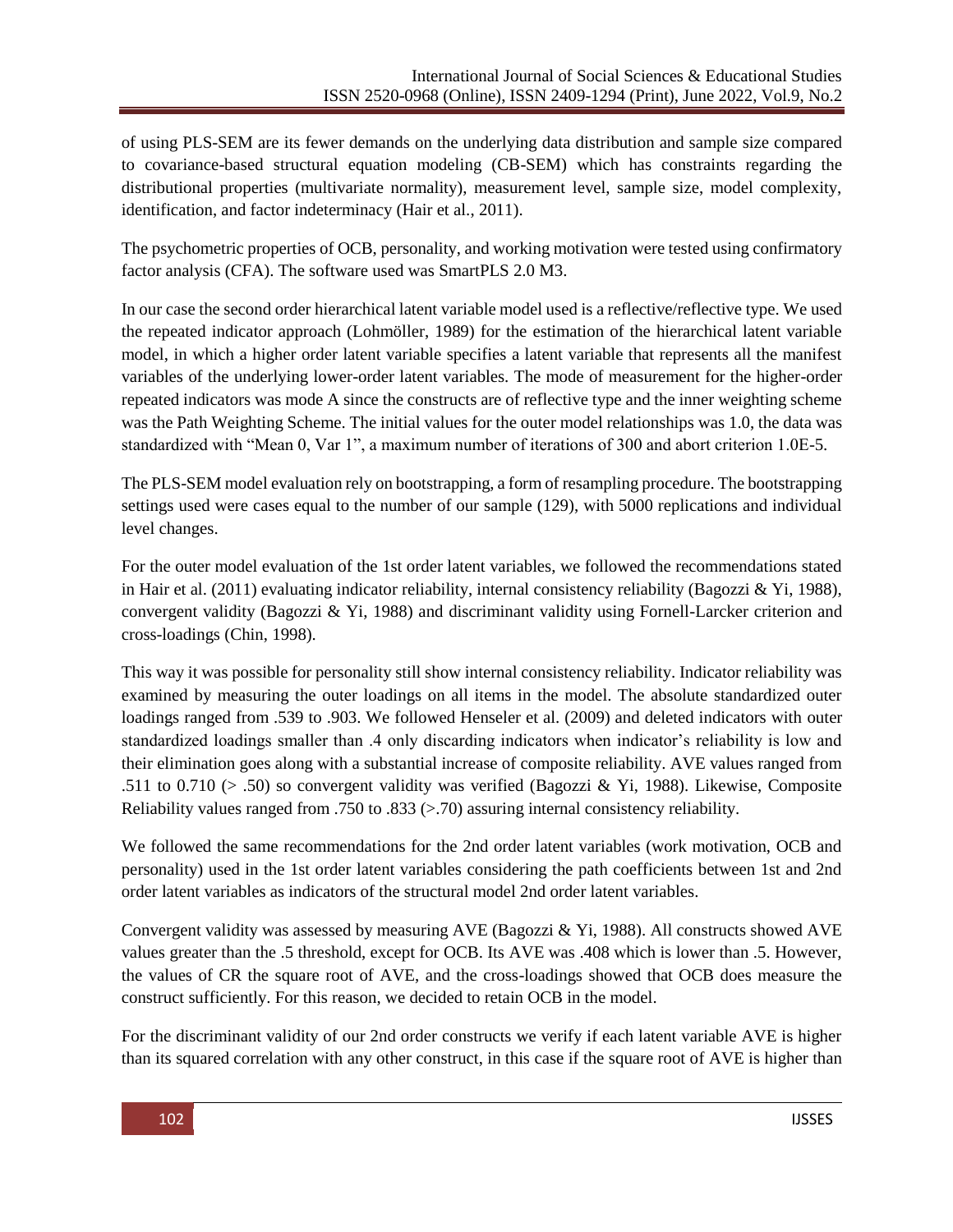of using PLS-SEM are its fewer demands on the underlying data distribution and sample size compared to covariance-based structural equation modeling (CB-SEM) which has constraints regarding the distributional properties (multivariate normality), measurement level, sample size, model complexity, identification, and factor indeterminacy (Hair et al., 2011).

The psychometric properties of OCB, personality, and working motivation were tested using confirmatory factor analysis (CFA). The software used was SmartPLS 2.0 M3.

In our case the second order hierarchical latent variable model used is a reflective/reflective type. We used the repeated indicator approach (Lohmöller, 1989) for the estimation of the hierarchical latent variable model, in which a higher order latent variable specifies a latent variable that represents all the manifest variables of the underlying lower-order latent variables. The mode of measurement for the higher-order repeated indicators was mode A since the constructs are of reflective type and the inner weighting scheme was the Path Weighting Scheme. The initial values for the outer model relationships was 1.0, the data was standardized with "Mean 0, Var 1", a maximum number of iterations of 300 and abort criterion 1.0E-5.

The PLS-SEM model evaluation rely on bootstrapping, a form of resampling procedure. The bootstrapping settings used were cases equal to the number of our sample (129), with 5000 replications and individual level changes.

For the outer model evaluation of the 1st order latent variables, we followed the recommendations stated in Hair et al. (2011) evaluating indicator reliability, internal consistency reliability (Bagozzi & Yi, 1988), convergent validity (Bagozzi & Yi, 1988) and discriminant validity using Fornell-Larcker criterion and cross-loadings (Chin, 1998).

This way it was possible for personality still show internal consistency reliability. Indicator reliability was examined by measuring the outer loadings on all items in the model. The absolute standardized outer loadings ranged from .539 to .903. We followed Henseler et al. (2009) and deleted indicators with outer standardized loadings smaller than .4 only discarding indicators when indicator's reliability is low and their elimination goes along with a substantial increase of composite reliability. AVE values ranged from .511 to 0.710 (> .50) so convergent validity was verified (Bagozzi & Yi, 1988). Likewise, Composite Reliability values ranged from .750 to .833 (>.70) assuring internal consistency reliability.

We followed the same recommendations for the 2nd order latent variables (work motivation, OCB and personality) used in the 1st order latent variables considering the path coefficients between 1st and 2nd order latent variables as indicators of the structural model 2nd order latent variables.

Convergent validity was assessed by measuring AVE (Bagozzi & Yi, 1988). All constructs showed AVE values greater than the .5 threshold, except for OCB. Its AVE was .408 which is lower than .5. However, the values of CR the square root of AVE, and the cross-loadings showed that OCB does measure the construct sufficiently. For this reason, we decided to retain OCB in the model.

For the discriminant validity of our 2nd order constructs we verify if each latent variable AVE is higher than its squared correlation with any other construct, in this case if the square root of AVE is higher than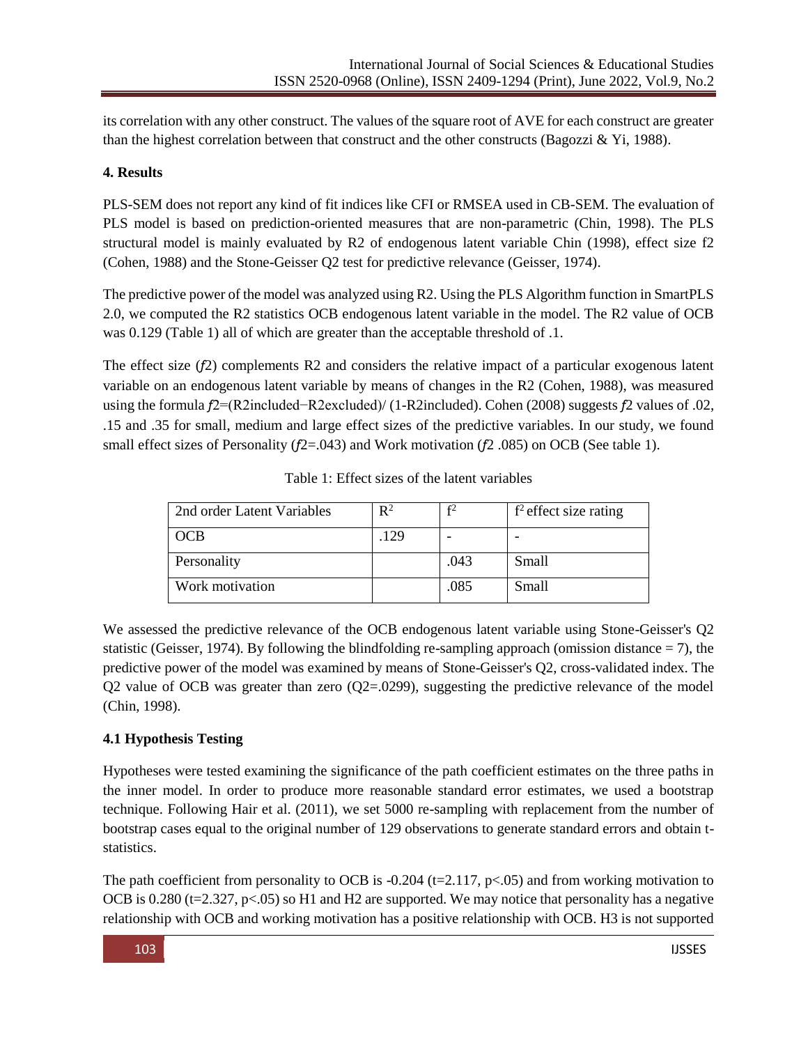its correlation with any other construct. The values of the square root of AVE for each construct are greater than the highest correlation between that construct and the other constructs (Bagozzi & Yi, 1988).

## 4. Results

PLS-SEM does not report any kind of fit indices like CFI or RMSEA used in CB-SEM. The evaluation of PLS model is based on prediction-oriented measures that are non-parametric (Chin, 1998). The PLS structural model is mainly evaluated by R2 of endogenous latent variable Chin (1998), effect size f2 (Cohen, 1988) and the Stone-Geisser Q2 test for predictive relevance (Geisser, 1974).

The predictive power of the model was analyzed using R2. Using the PLS Algorithm function in SmartPLS 2.0, we computed the R2 statistics OCB endogenous latent variable in the model. The R2 value of OCB was 0.129 (Table 1) all of which are greater than the acceptable threshold of .1.

The effect size ($f2$) complements R2 and considers the relative impact of a particular exogenous latent variable on an endogenous latent variable by means of changes in the R2 (Cohen, 1988), was measured using the formula $f2$=(R2included−R2excluded)/ (1-R2included). Cohen (2008) suggests $f2$ values of .02, .15 and .35 for small, medium and large effect sizes of the predictive variables. In our study, we found small effect sizes of Personality ($f2$=.043) and Work motivation ($f2$ .085) on OCB (See table 1).

Table 1: Effect sizes of the latent variables

| 2nd order Latent Variables | $R^2$ | $f^2$ | $f^2$ effect size rating |
|---|---|---|---|
| OCB | .129 | - | - |
| Personality | | .043 | Small |
| Work motivation | | .085 | Small |

We assessed the predictive relevance of the OCB endogenous latent variable using Stone-Geisser's Q2 statistic (Geisser, 1974). By following the blindfolding re-sampling approach (omission distance = 7), the predictive power of the model was examined by means of Stone-Geisser's Q2, cross-validated index. The Q2 value of OCB was greater than zero (Q2=.0299), suggesting the predictive relevance of the model (Chin, 1998).

### 4.1 Hypothesis Testing

Hypotheses were tested examining the significance of the path coefficient estimates on the three paths in the inner model. In order to produce more reasonable standard error estimates, we used a bootstrap technique. Following Hair et al. (2011), we set 5000 re-sampling with replacement from the number of bootstrap cases equal to the original number of 129 observations to generate standard errors and obtain t-statistics.

The path coefficient from personality to OCB is -0.204 ($t=2.117$, $p<.05$) and from working motivation to OCB is 0.280 ($t=2.327$, $p<.05$) so H1 and H2 are supported. We may notice that personality has a negative relationship with OCB and working motivation has a positive relationship with OCB. H3 is not supported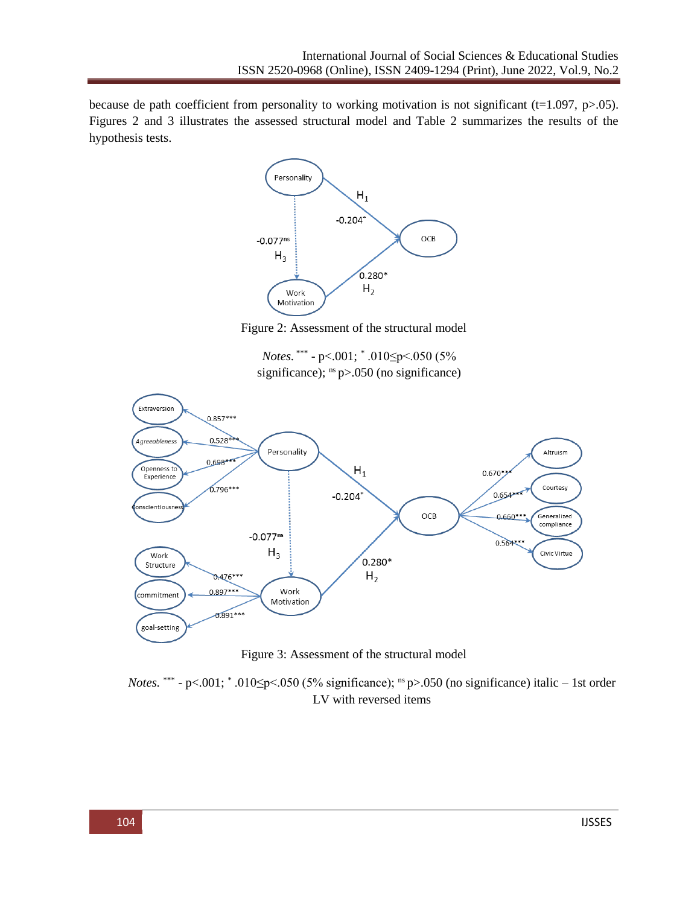because de path coefficient from personality to working motivation is not significant ($t=1.097$, $p>.05$). Figures 2 and 3 illustrates the assessed structural model and Table 2 summarizes the results of the hypothesis tests.

Figure 2: Assessment of the structural model

*Notes.* $^{***}$ - $p<.001$; $^{*}$ $.010 \leq p < .050$ (5% significance); $^{ns}$ $p>.050$ (no significance)

Figure 3: Assessment of the structural model

*Notes.* $^{***}$ - $p<.001$; $^{*}$ $.010 \leq p < .050$ (5% significance); $^{ns}$ $p>.050$ (no significance) italic – 1st order LV with reversed items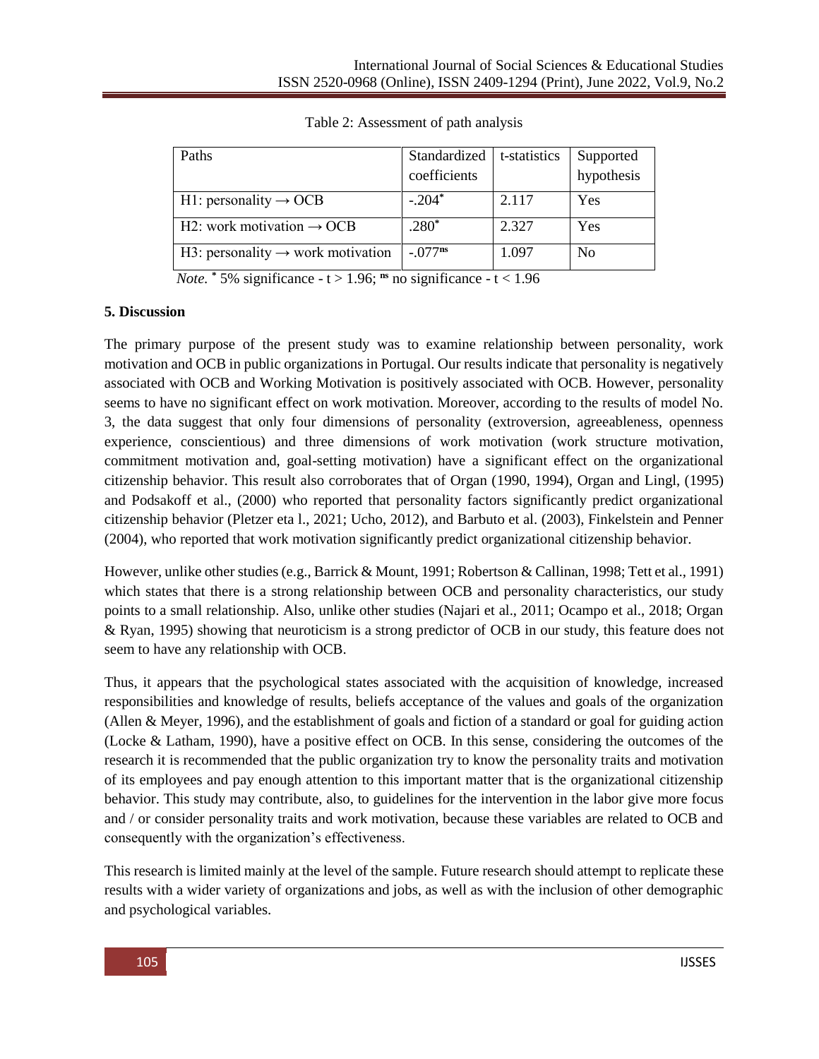Table 2: Assessment of path analysis

| Paths | Standardized coefficients | t-statistics | Supported hypothesis |
|---|---|---|---|
| H1: personality → OCB | -.204* | 2.117 | Yes |
| H2: work motivation → OCB | .280* | 2.327 | Yes |
| H3: personality → work motivation | -.077ns | 1.097 | No |

*Note.* * 5% significance - $t > 1.96$; ns no significance - $t < 1.96$

**5. Discussion**

The primary purpose of the present study was to examine relationship between personality, work motivation and OCB in public organizations in Portugal. Our results indicate that personality is negatively associated with OCB and Working Motivation is positively associated with OCB. However, personality seems to have no significant effect on work motivation. Moreover, according to the results of model No. 3, the data suggest that only four dimensions of personality (extroversion, agreeableness, openness experience, conscientious) and three dimensions of work motivation (work structure motivation, commitment motivation and, goal-setting motivation) have a significant effect on the organizational citizenship behavior. This result also corroborates that of Organ (1990, 1994), Organ and Lingl, (1995) and Podsakoff et al., (2000) who reported that personality factors significantly predict organizational citizenship behavior (Pletzer eta l., 2021; Ucho, 2012), and Barbuto et al. (2003), Finkelstein and Penner (2004), who reported that work motivation significantly predict organizational citizenship behavior.

However, unlike other studies (e.g., Barrick & Mount, 1991; Robertson & Callinan, 1998; Tett et al., 1991) which states that there is a strong relationship between OCB and personality characteristics, our study points to a small relationship. Also, unlike other studies (Najari et al., 2011; Ocampo et al., 2018; Organ & Ryan, 1995) showing that neuroticism is a strong predictor of OCB in our study, this feature does not seem to have any relationship with OCB.

Thus, it appears that the psychological states associated with the acquisition of knowledge, increased responsibilities and knowledge of results, beliefs acceptance of the values and goals of the organization (Allen & Meyer, 1996), and the establishment of goals and fiction of a standard or goal for guiding action (Locke & Latham, 1990), have a positive effect on OCB. In this sense, considering the outcomes of the research it is recommended that the public organization try to know the personality traits and motivation of its employees and pay enough attention to this important matter that is the organizational citizenship behavior. This study may contribute, also, to guidelines for the intervention in the labor give more focus and / or consider personality traits and work motivation, because these variables are related to OCB and consequently with the organization's effectiveness.

This research is limited mainly at the level of the sample. Future research should attempt to replicate these results with a wider variety of organizations and jobs, as well as with the inclusion of other demographic and psychological variables.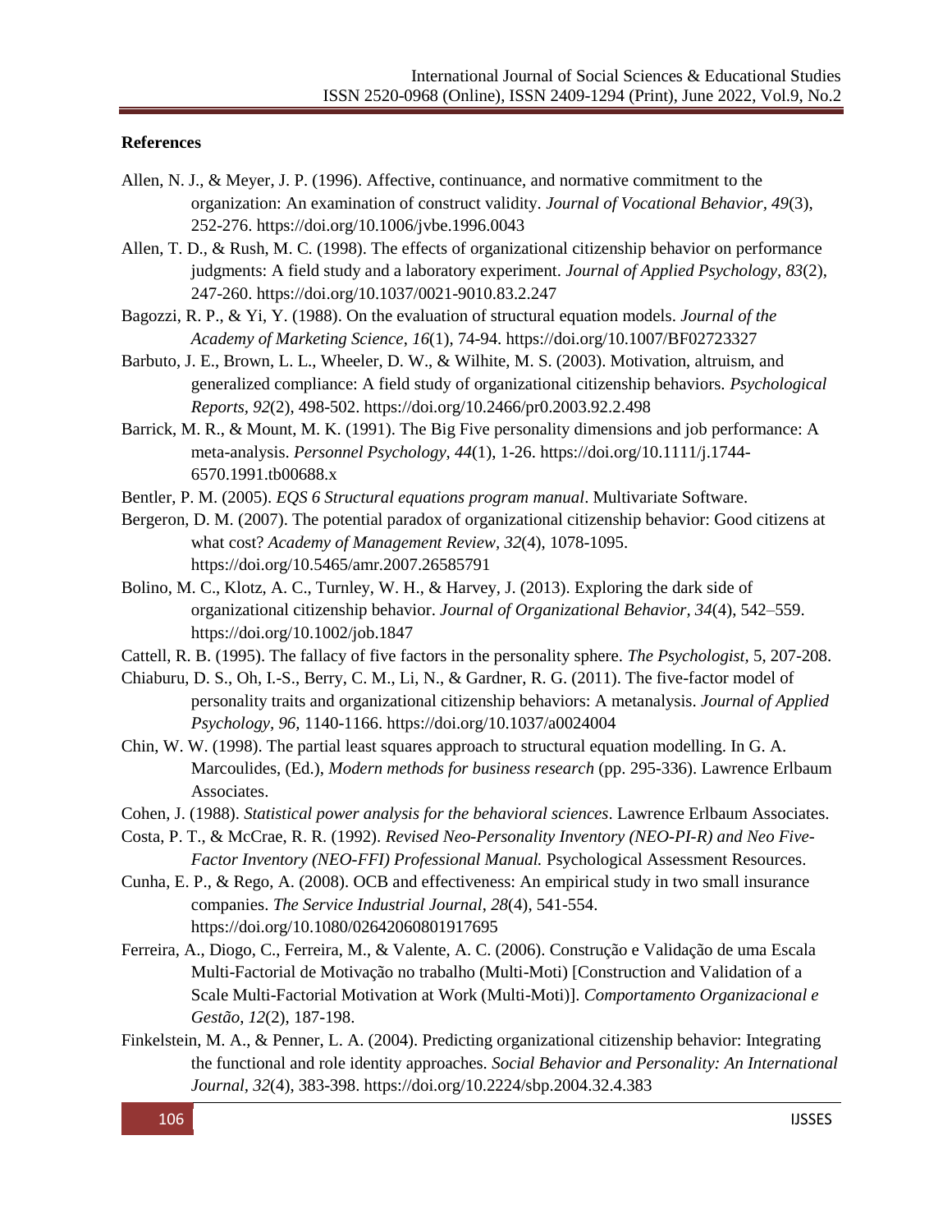## References

Allen, N. J., & Meyer, J. P. (1996). Affective, continuance, and normative commitment to the organization: An examination of construct validity. *Journal of Vocational Behavior*, *49*(3), 252-276. https://doi.org/10.1006/jvbe.1996.0043

Allen, T. D., & Rush, M. C. (1998). The effects of organizational citizenship behavior on performance judgments: A field study and a laboratory experiment. *Journal of Applied Psychology*, *83*(2), 247-260. https://doi.org/10.1037/0021-9010.83.2.247

Bagozzi, R. P., & Yi, Y. (1988). On the evaluation of structural equation models. *Journal of the Academy of Marketing Science*, *16*(1), 74-94. https://doi.org/10.1007/BF02723327

Barbuto, J. E., Brown, L. L., Wheeler, D. W., & Wilhite, M. S. (2003). Motivation, altruism, and generalized compliance: A field study of organizational citizenship behaviors. *Psychological Reports*, *92*(2), 498-502. https://doi.org/10.2466/pr0.2003.92.2.498

Barrick, M. R., & Mount, M. K. (1991). The Big Five personality dimensions and job performance: A meta-analysis. *Personnel Psychology*, *44*(1), 1-26. https://doi.org/10.1111/j.1744-6570.1991.tb00688.x

Bentler, P. M. (2005). *EQS 6 Structural equations program manual*. Multivariate Software.

Bergeron, D. M. (2007). The potential paradox of organizational citizenship behavior: Good citizens at what cost? *Academy of Management Review*, *32*(4), 1078-1095. https://doi.org/10.5465/amr.2007.26585791

Bolino, M. C., Klotz, A. C., Turnley, W. H., & Harvey, J. (2013). Exploring the dark side of organizational citizenship behavior. *Journal of Organizational Behavior*, *34*(4), 542–559. https://doi.org/10.1002/job.1847

Cattell, R. B. (1995). The fallacy of five factors in the personality sphere. *The Psychologist*, 5, 207-208.

Chiaburu, D. S., Oh, I.-S., Berry, C. M., Li, N., & Gardner, R. G. (2011). The five-factor model of personality traits and organizational citizenship behaviors: A metanalysis. *Journal of Applied Psychology*, *96*, 1140-1166. https://doi.org/10.1037/a0024004

Chin, W. W. (1998). The partial least squares approach to structural equation modelling. In G. A. Marcoulides, (Ed.), *Modern methods for business research* (pp. 295-336). Lawrence Erlbaum Associates.

Cohen, J. (1988). *Statistical power analysis for the behavioral sciences*. Lawrence Erlbaum Associates.

Costa, P. T., & McCrae, R. R. (1992). *Revised Neo-Personality Inventory (NEO-PI-R) and Neo Five-Factor Inventory (NEO-FFI) Professional Manual.* Psychological Assessment Resources.

Cunha, E. P., & Rego, A. (2008). OCB and effectiveness: An empirical study in two small insurance companies. *The Service Industrial Journal*, *28*(4), 541-554. https://doi.org/10.1080/02642060801917695

Ferreira, A., Diogo, C., Ferreira, M., & Valente, A. C. (2006). Construção e Validação de uma Escala Multi-Factorial de Motivação no trabalho (Multi-Moti) [Construction and Validation of a Scale Multi-Factorial Motivation at Work (Multi-Moti)]. *Comportamento Organizacional e Gestão*, *12*(2), 187-198.

Finkelstein, M. A., & Penner, L. A. (2004). Predicting organizational citizenship behavior: Integrating the functional and role identity approaches. *Social Behavior and Personality: An International Journal*, *32*(4), 383-398. https://doi.org/10.2224/sbp.2004.32.4.383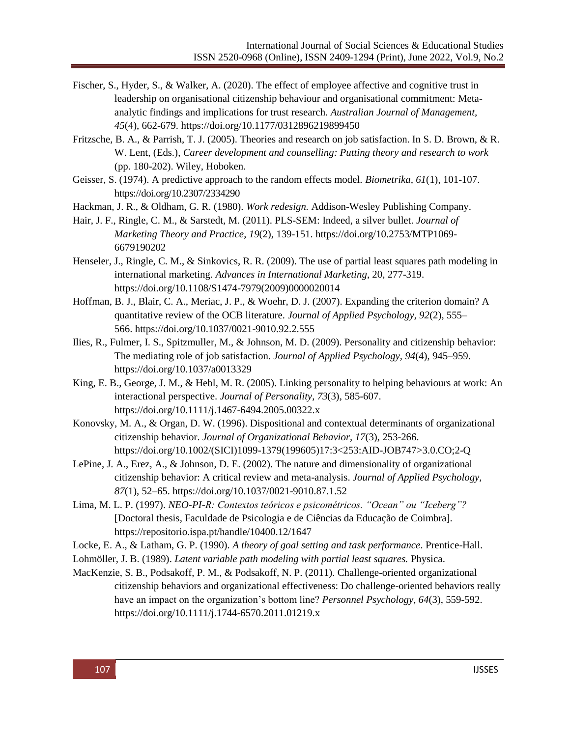Fischer, S., Hyder, S., & Walker, A. (2020). The effect of employee affective and cognitive trust in leadership on organisational citizenship behaviour and organisational commitment: Meta-analytic findings and implications for trust research. *Australian Journal of Management, 45*(4), 662-679. https://doi.org/10.1177/0312896219899450

Fritzsche, B. A., & Parrish, T. J. (2005). Theories and research on job satisfaction. In S. D. Brown, & R. W. Lent, (Eds.), *Career development and counselling: Putting theory and research to work* (pp. 180-202). Wiley, Hoboken.

Geisser, S. (1974). A predictive approach to the random effects model. *Biometrika, 61*(1), 101-107. https://doi.org/10.2307/2334290

Hackman, J. R., & Oldham, G. R. (1980). *Work redesign.* Addison-Wesley Publishing Company.

Hair, J. F., Ringle, C. M., & Sarstedt, M. (2011). PLS-SEM: Indeed, a silver bullet. *Journal of Marketing Theory and Practice*, *19*(2), 139-151. https://doi.org/10.2753/MTP1069-6679190202

Henseler, J., Ringle, C. M., & Sinkovics, R. R. (2009). The use of partial least squares path modeling in international marketing. *Advances in International Marketing*, 20, 277-319. https://doi.org/10.1108/S1474-7979(2009)0000020014

Hoffman, B. J., Blair, C. A., Meriac, J. P., & Woehr, D. J. (2007). Expanding the criterion domain? A quantitative review of the OCB literature. *Journal of Applied Psychology, 92*(2), 555–566. https://doi.org/10.1037/0021-9010.92.2.555

Ilies, R., Fulmer, I. S., Spitzmuller, M., & Johnson, M. D. (2009). Personality and citizenship behavior: The mediating role of job satisfaction. *Journal of Applied Psychology, 94*(4), 945–959. https://doi.org/10.1037/a0013329

King, E. B., George, J. M., & Hebl, M. R. (2005). Linking personality to helping behaviours at work: An interactional perspective. *Journal of Personality*, *73*(3), 585-607. https://doi.org/10.1111/j.1467-6494.2005.00322.x

Konovsky, M. A., & Organ, D. W. (1996). Dispositional and contextual determinants of organizational citizenship behavior. *Journal of Organizational Behavior, 17*(3), 253-266. https://doi.org/10.1002/(SICI)1099-1379(199605)17:3<253:AID-JOB747>3.0.CO;2-Q

LePine, J. A., Erez, A., & Johnson, D. E. (2002). The nature and dimensionality of organizational citizenship behavior: A critical review and meta-analysis. *Journal of Applied Psychology, 87*(1), 52–65. https://doi.org/10.1037/0021-9010.87.1.52

Lima, M. L. P. (1997). *NEO-PI-R: Contextos teóricos e psicométricos. "Ocean" ou "Iceberg"?* [Doctoral thesis, Faculdade de Psicologia e de Ciências da Educação de Coimbra]. https://repositorio.ispa.pt/handle/10400.12/1647

Locke, E. A., & Latham, G. P. (1990). *A theory of goal setting and task performance*. Prentice-Hall.

Lohmöller, J. B. (1989). *Latent variable path modeling with partial least squares.* Physica.

MacKenzie, S. B., Podsakoff, P. M., & Podsakoff, N. P. (2011). Challenge-oriented organizational citizenship behaviors and organizational effectiveness: Do challenge-oriented behaviors really have an impact on the organization's bottom line? *Personnel Psychology, 64*(3), 559-592. https://doi.org/10.1111/j.1744-6570.2011.01219.x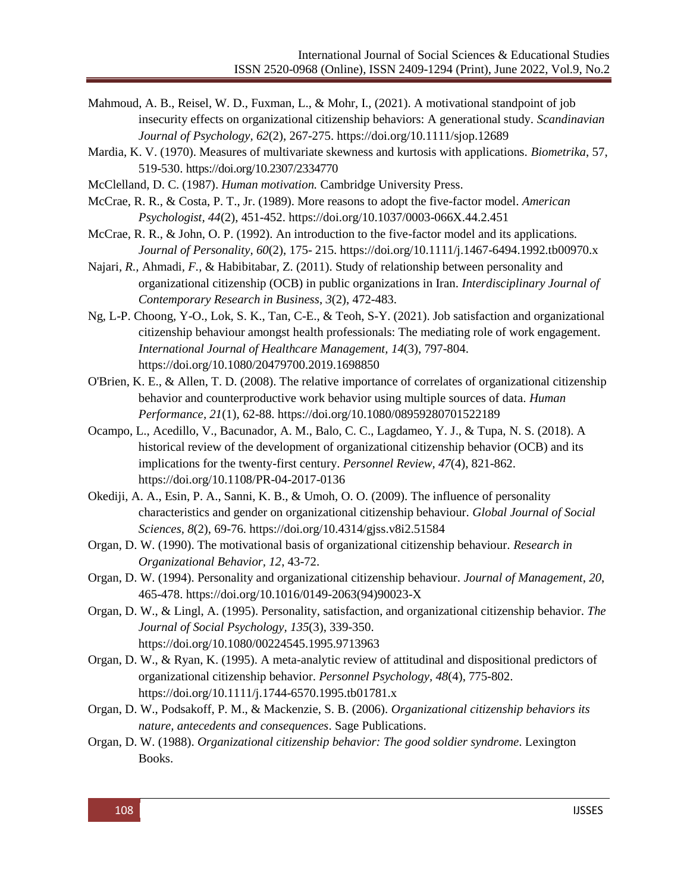Mahmoud, A. B., Reisel, W. D., Fuxman, L., & Mohr, I., (2021). A motivational standpoint of job insecurity effects on organizational citizenship behaviors: A generational study. *Scandinavian Journal of Psychology, 62*(2), 267-275. https://doi.org/10.1111/sjop.12689

Mardia, K. V. (1970). Measures of multivariate skewness and kurtosis with applications. *Biometrika*, 57, 519-530. https://doi.org/10.2307/2334770

McClelland, D. C. (1987). *Human motivation.* Cambridge University Press.

McCrae, R. R., & Costa, P. T., Jr. (1989). More reasons to adopt the five-factor model. *American Psychologist, 44*(2), 451-452. https://doi.org/10.1037/0003-066X.44.2.451

McCrae, R. R., & John, O. P. (1992). An introduction to the five-factor model and its applications. *Journal of Personality, 60*(2), 175- 215. https://doi.org/10.1111/j.1467-6494.1992.tb00970.x

Najari, *R.,* Ahmadi, *F.,* & Habibitabar, Z. (2011). Study of relationship between personality and organizational citizenship (OCB) in public organizations in Iran. *Interdisciplinary Journal of Contemporary Research in Business*, *3*(2), 472-483.

Ng, L-P. Choong, Y-O., Lok, S. K., Tan, C-E., & Teoh, S-Y. (2021). Job satisfaction and organizational citizenship behaviour amongst health professionals: The mediating role of work engagement. *International Journal of Healthcare Management, 14*(3), 797-804. https://doi.org/10.1080/20479700.2019.1698850

O'Brien, K. E., & Allen, T. D. (2008). The relative importance of correlates of organizational citizenship behavior and counterproductive work behavior using multiple sources of data. *Human Performance, 21*(1), 62-88. https://doi.org/10.1080/08959280701522189

Ocampo, L., Acedillo, V., Bacunador, A. M., Balo, C. C., Lagdameo, Y. J., & Tupa, N. S. (2018). A historical review of the development of organizational citizenship behavior (OCB) and its implications for the twenty-first century. *Personnel Review, 47*(4), 821-862. https://doi.org/10.1108/PR-04-2017-0136

Okediji, A. A., Esin, P. A., Sanni, K. B., & Umoh, O. O. (2009). The influence of personality characteristics and gender on organizational citizenship behaviour. *Global Journal of Social Sciences*, *8*(2), 69-76. https://doi.org/10.4314/gjss.v8i2.51584

Organ, D. W. (1990). The motivational basis of organizational citizenship behaviour. *Research in Organizational Behavior*, *12*, 43-72.

Organ, D. W. (1994). Personality and organizational citizenship behaviour. *Journal of Management*, *20,* 465-478. https://doi.org/10.1016/0149-2063(94)90023-X

Organ, D. W., & Lingl, A. (1995). Personality, satisfaction, and organizational citizenship behavior. *The Journal of Social Psychology*, *135*(3), 339-350. https://doi.org/10.1080/00224545.1995.9713963

Organ, D. W., & Ryan, K. (1995). A meta-analytic review of attitudinal and dispositional predictors of organizational citizenship behavior. *Personnel Psychology*, *48*(4), 775-802. https://doi.org/10.1111/j.1744-6570.1995.tb01781.x

Organ, D. W., Podsakoff, P. M., & Mackenzie, S. B. (2006). *Organizational citizenship behaviors its nature, antecedents and consequences*. Sage Publications.

Organ, D. W. (1988). *Organizational citizenship behavior: The good soldier syndrome*. Lexington Books.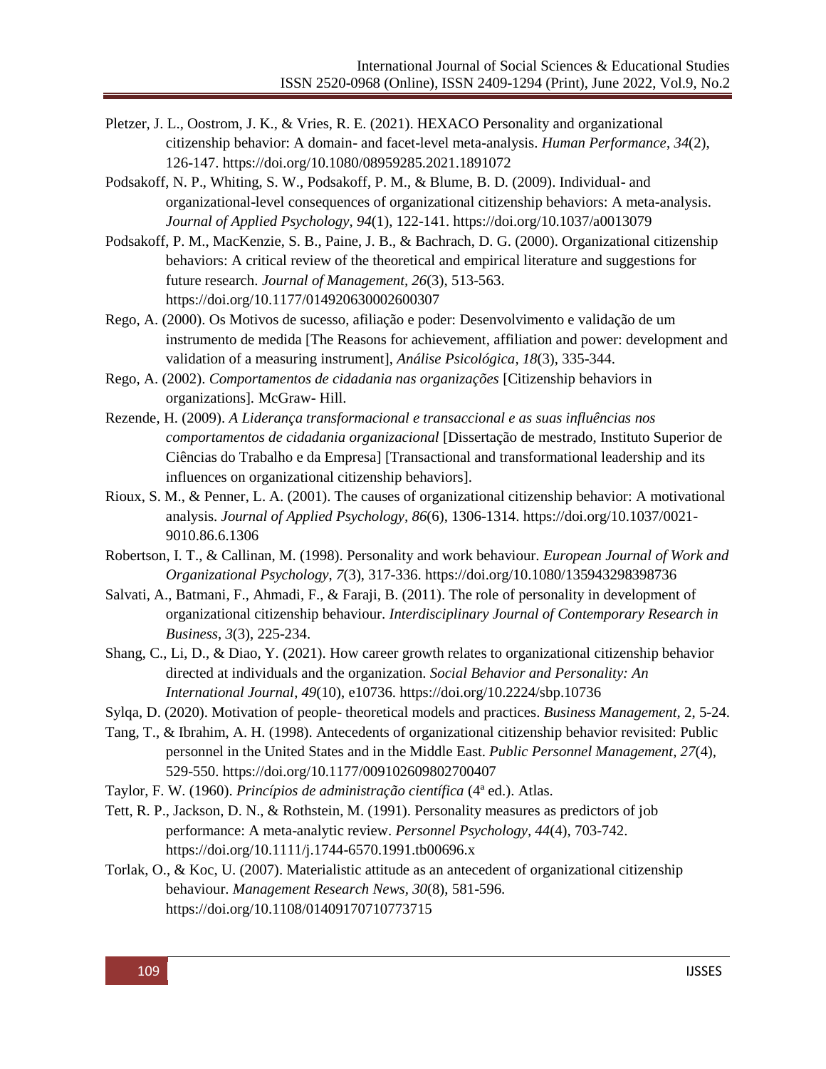Pletzer, J. L., Oostrom, J. K., & Vries, R. E. (2021). HEXACO Personality and organizational citizenship behavior: A domain- and facet-level meta-analysis. *Human Performance*, *34*(2), 126-147. https://doi.org/10.1080/08959285.2021.1891072

Podsakoff, N. P., Whiting, S. W., Podsakoff, P. M., & Blume, B. D. (2009). Individual- and organizational-level consequences of organizational citizenship behaviors: A meta-analysis. *Journal of Applied Psychology*, *94*(1), 122-141. https://doi.org/10.1037/a0013079

Podsakoff, P. M., MacKenzie, S. B., Paine, J. B., & Bachrach, D. G. (2000). Organizational citizenship behaviors: A critical review of the theoretical and empirical literature and suggestions for future research. *Journal of Management*, *26*(3), 513-563. https://doi.org/10.1177/014920630002600307

Rego, A. (2000). Os Motivos de sucesso, afiliação e poder: Desenvolvimento e validação de um instrumento de medida [The Reasons for achievement, affiliation and power: development and validation of a measuring instrument], *Análise Psicológica, 18*(3), 335-344.

Rego, A. (2002). *Comportamentos de cidadania nas organizações* [Citizenship behaviors in organizations]. McGraw- Hill.

Rezende, H. (2009). *A Liderança transformacional e transaccional e as suas influências nos comportamentos de cidadania organizacional* [Dissertação de mestrado, Instituto Superior de Ciências do Trabalho e da Empresa] [Transactional and transformational leadership and its influences on organizational citizenship behaviors].

Rioux, S. M., & Penner, L. A. (2001). The causes of organizational citizenship behavior: A motivational analysis. *Journal of Applied Psychology*, *86*(6), 1306-1314. https://doi.org/10.1037/0021-9010.86.6.1306

Robertson, I. T., & Callinan, M. (1998). Personality and work behaviour. *European Journal of Work and Organizational Psychology*, *7*(3), 317-336. https://doi.org/10.1080/135943298398736

Salvati, A., Batmani, F., Ahmadi, F., & Faraji, B. (2011). The role of personality in development of organizational citizenship behaviour. *Interdisciplinary Journal of Contemporary Research in Business*, *3*(3), 225-234.

Shang, C., Li, D., & Diao, Y. (2021). How career growth relates to organizational citizenship behavior directed at individuals and the organization. *Social Behavior and Personality: An International Journal*, *49*(10), e10736. https://doi.org/10.2224/sbp.10736

Sylqa, D. (2020). Motivation of people- theoretical models and practices. *Business Management,* 2, 5-24.

Tang, T., & Ibrahim, A. H. (1998). Antecedents of organizational citizenship behavior revisited: Public personnel in the United States and in the Middle East. *Public Personnel Management*, *27*(4), 529-550. https://doi.org/10.1177/009102609802700407

Taylor, F. W. (1960). *Princípios de administração científica* (4ª ed.). Atlas.

Tett, R. P., Jackson, D. N., & Rothstein, M. (1991). Personality measures as predictors of job performance: A meta-analytic review. *Personnel Psychology*, *44*(4), 703-742. https://doi.org/10.1111/j.1744-6570.1991.tb00696.x

Torlak, O., & Koc, U. (2007). Materialistic attitude as an antecedent of organizational citizenship behaviour. *Management Research News, 30*(8), 581-596. https://doi.org/10.1108/01409170710773715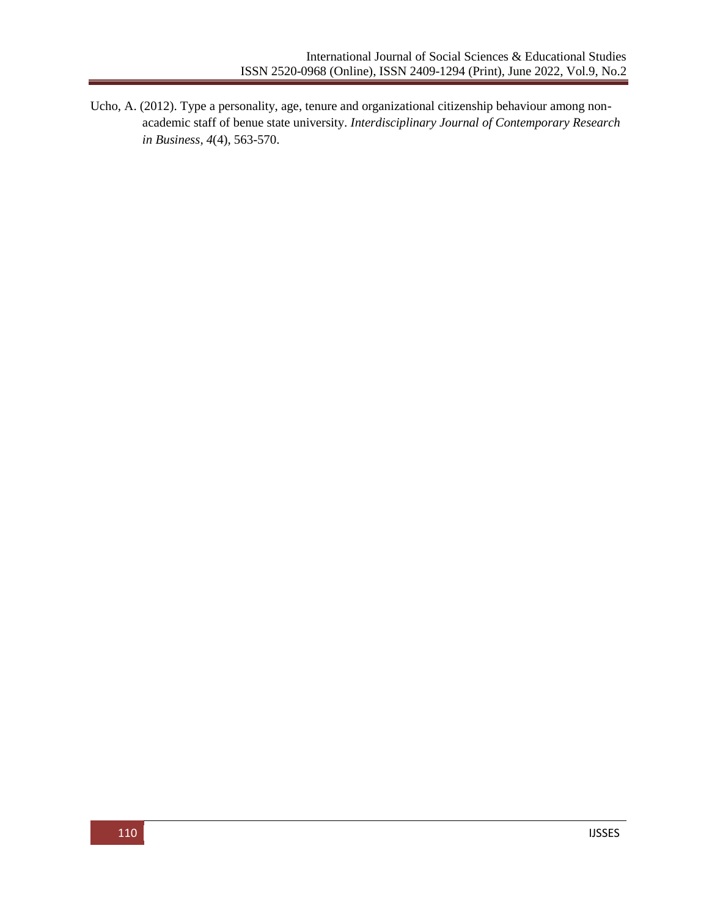Ucho, A. (2012). Type a personality, age, tenure and organizational citizenship behaviour among non-academic staff of benue state university. *Interdisciplinary Journal of Contemporary Research in Business*, *4*(4), 563-570.